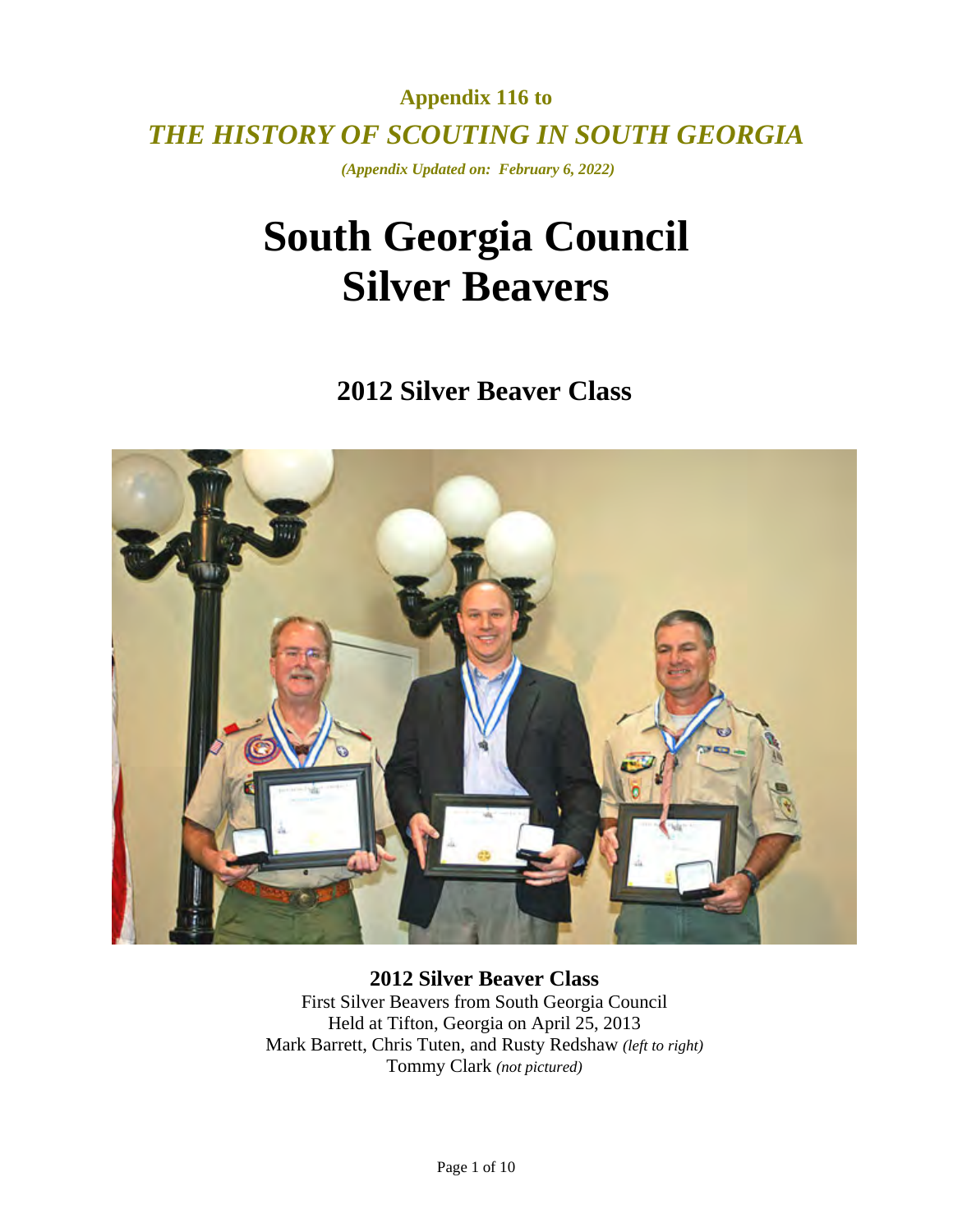**Appendix 116 to**

***THE HISTORY OF SCOUTING IN SOUTH GEORGIA***

***(Appendix Updated on: February 6, 2022)***

# South Georgia Council Silver Beavers

## 2012 Silver Beaver Class

**2012 Silver Beaver Class**
First Silver Beavers from South Georgia Council
Held at Tifton, Georgia on April 25, 2013
Mark Barrett, Chris Tuten, and Rusty Redshaw *(left to right)*
Tommy Clark *(not pictured)*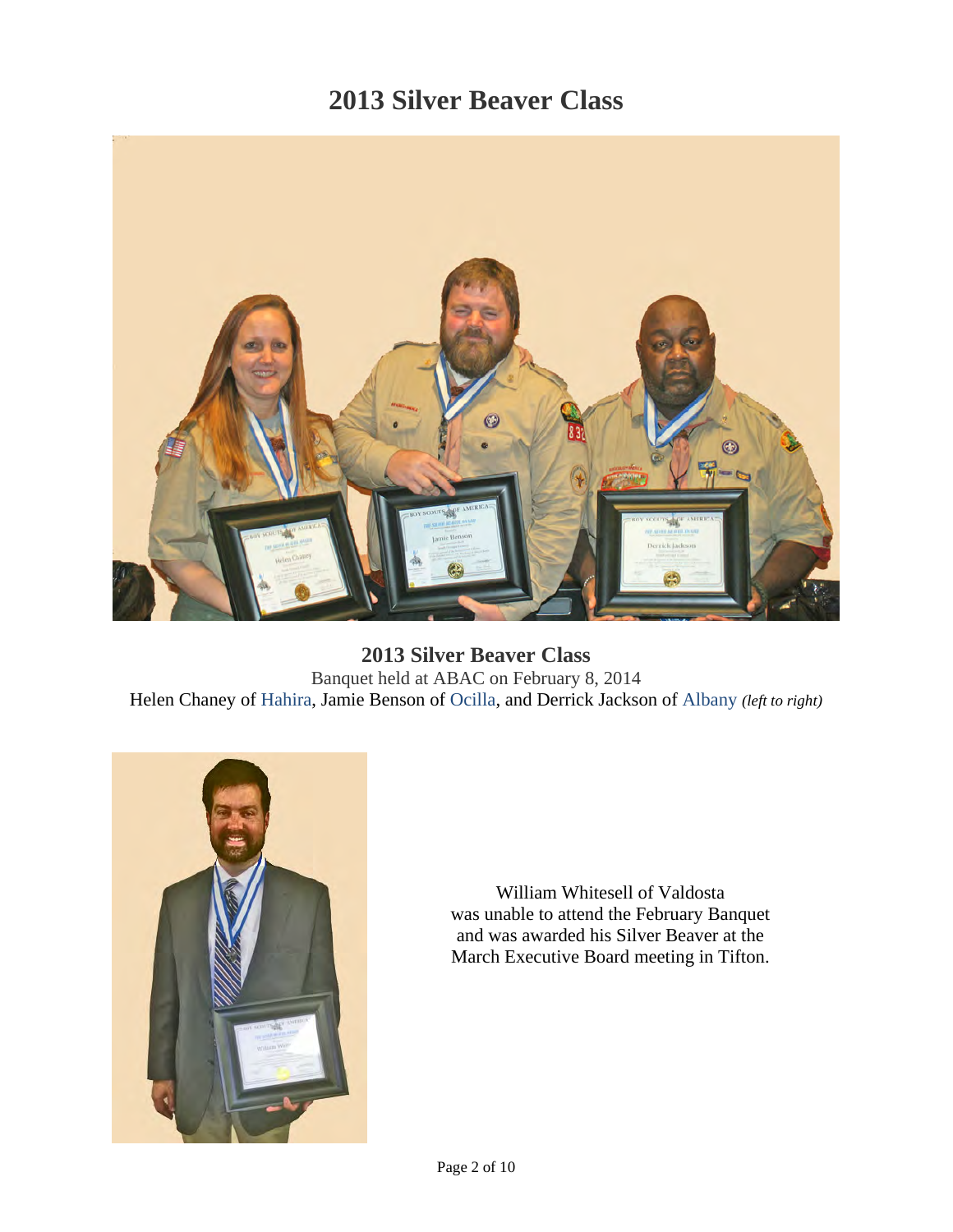# 2013 Silver Beaver Class

**2013 Silver Beaver Class**

Banquet held at ABAC on February 8, 2014

Helen Chaney of Hahira, Jamie Benson of Ocilla, and Derrick Jackson of Albany ***(left to right)***

William Whitesell of Valdosta was unable to attend the February Banquet and was awarded his Silver Beaver at the March Executive Board meeting in Tifton.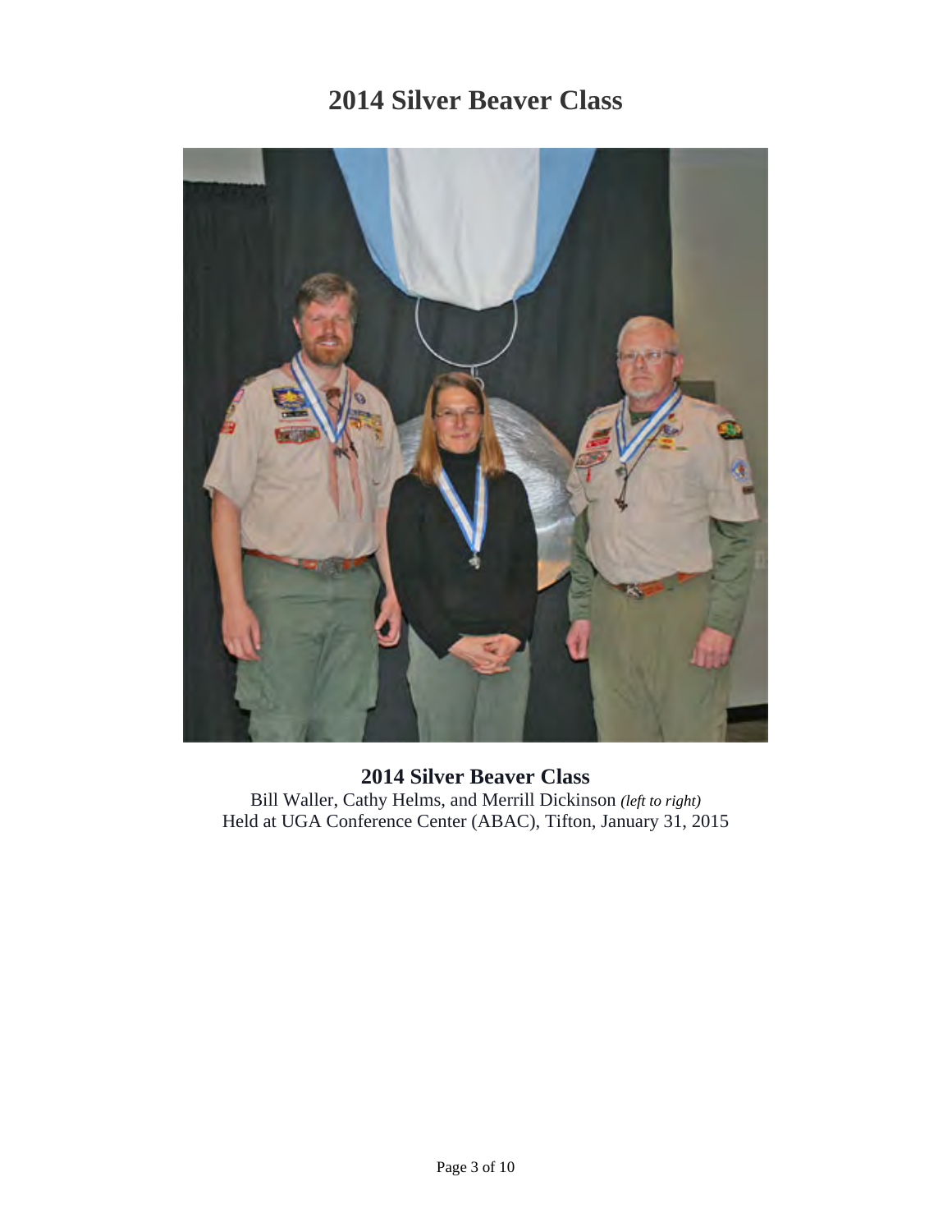# 2014 Silver Beaver Class

**2014 Silver Beaver Class**

Bill Waller, Cathy Helms, and Merrill Dickinson *(left to right)*

Held at UGA Conference Center (ABAC), Tifton, January 31, 2015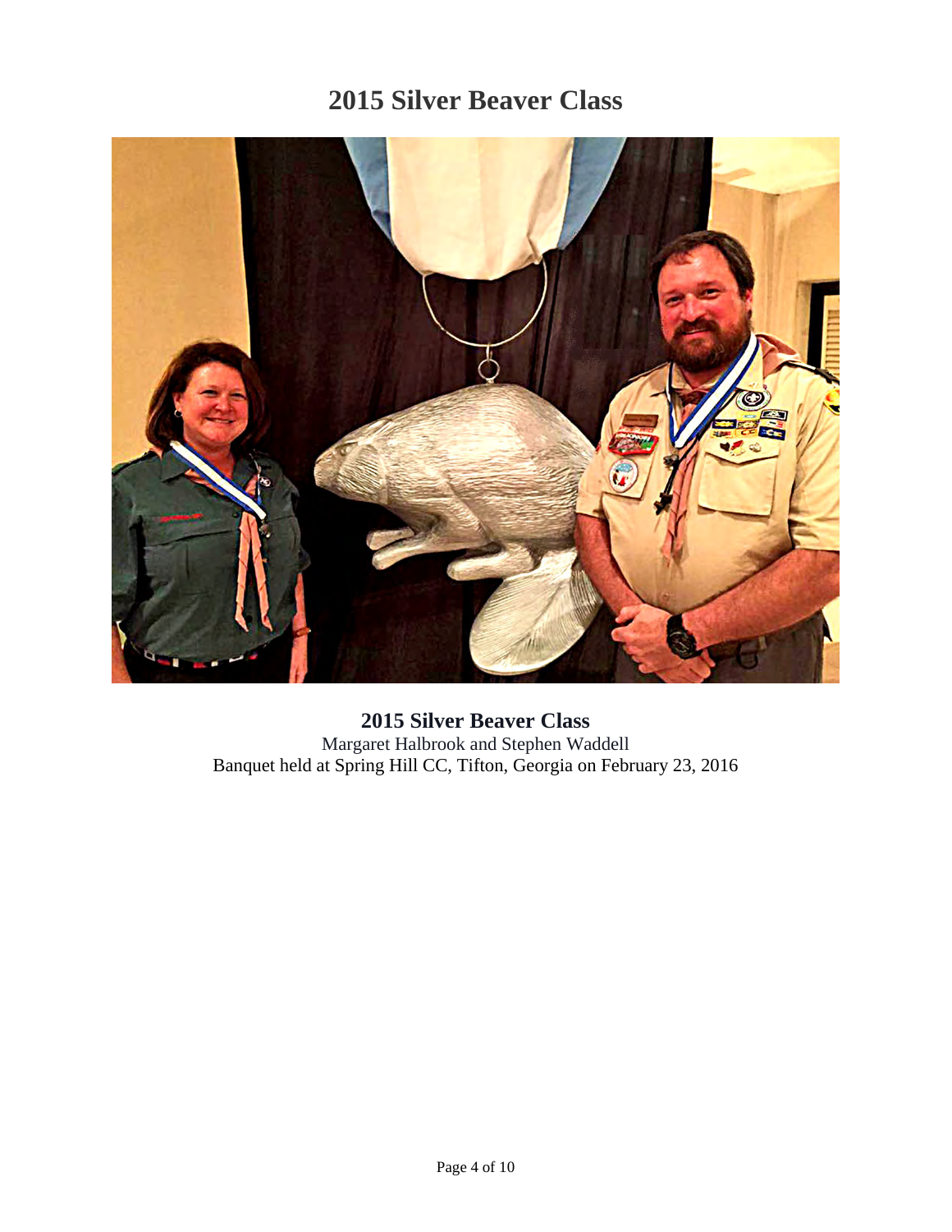# 2015 Silver Beaver Class

**2015 Silver Beaver Class**
Margaret Halbrook and Stephen Waddell
Banquet held at Spring Hill CC, Tifton, Georgia on February 23, 2016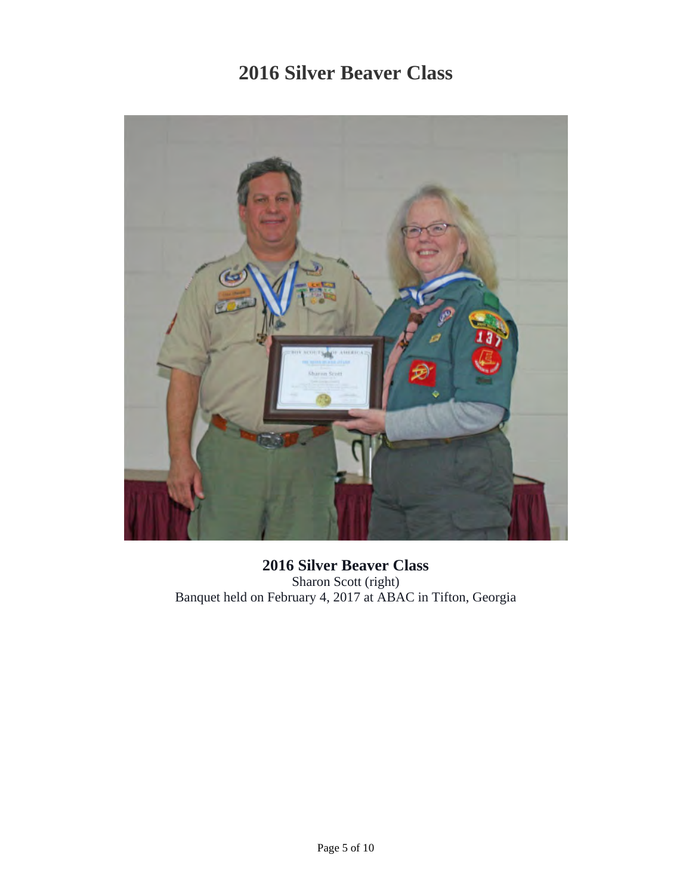# 2016 Silver Beaver Class

**2016 Silver Beaver Class**
Sharon Scott (right)
Banquet held on February 4, 2017 at ABAC in Tifton, Georgia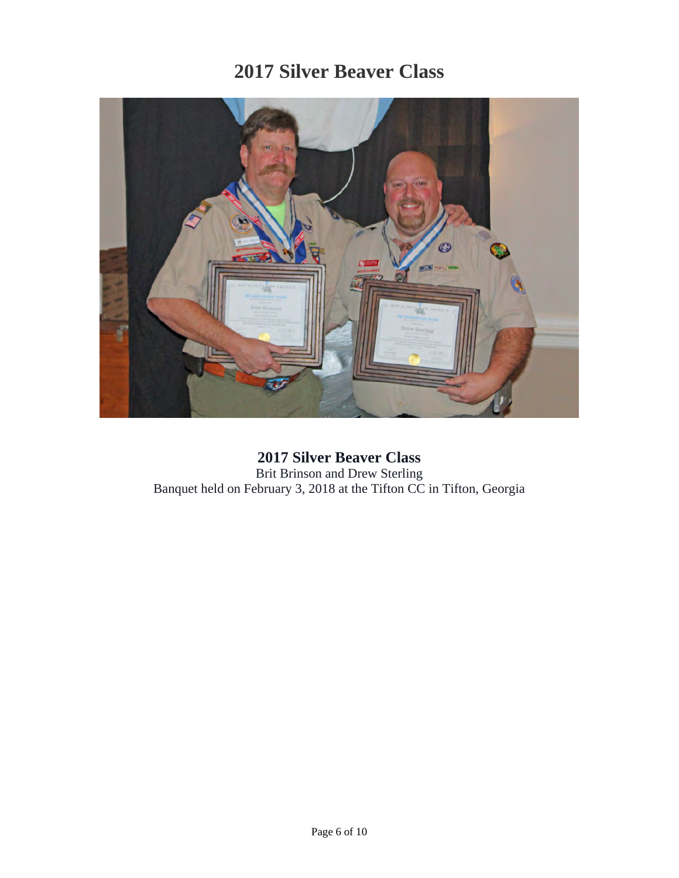# 2017 Silver Beaver Class

**2017 Silver Beaver Class**
Brit Brinson and Drew Sterling
Banquet held on February 3, 2018 at the Tifton CC in Tifton, Georgia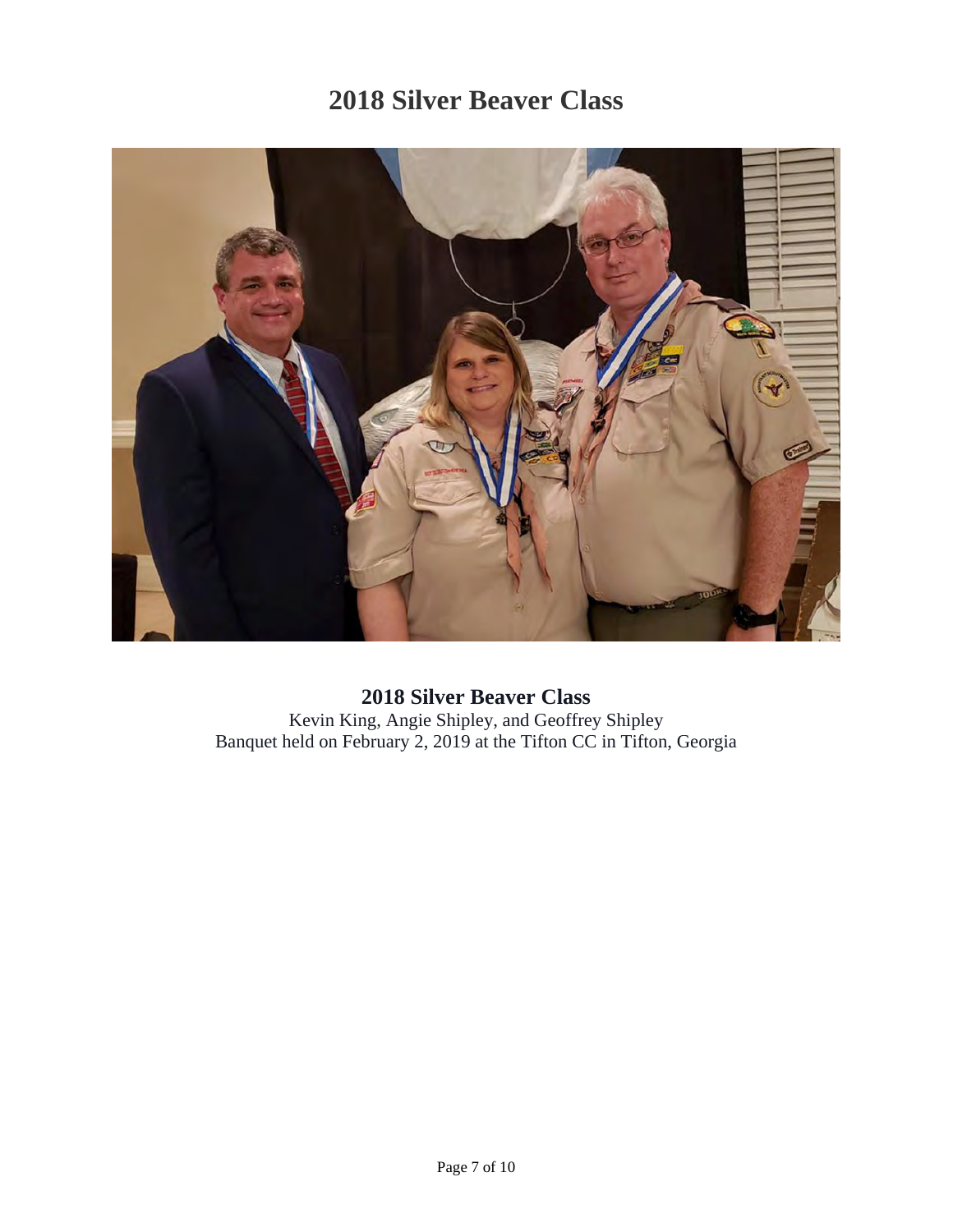# 2018 Silver Beaver Class

**2018 Silver Beaver Class**
Kevin King, Angie Shipley, and Geoffrey Shipley
Banquet held on February 2, 2019 at the Tifton CC in Tifton, Georgia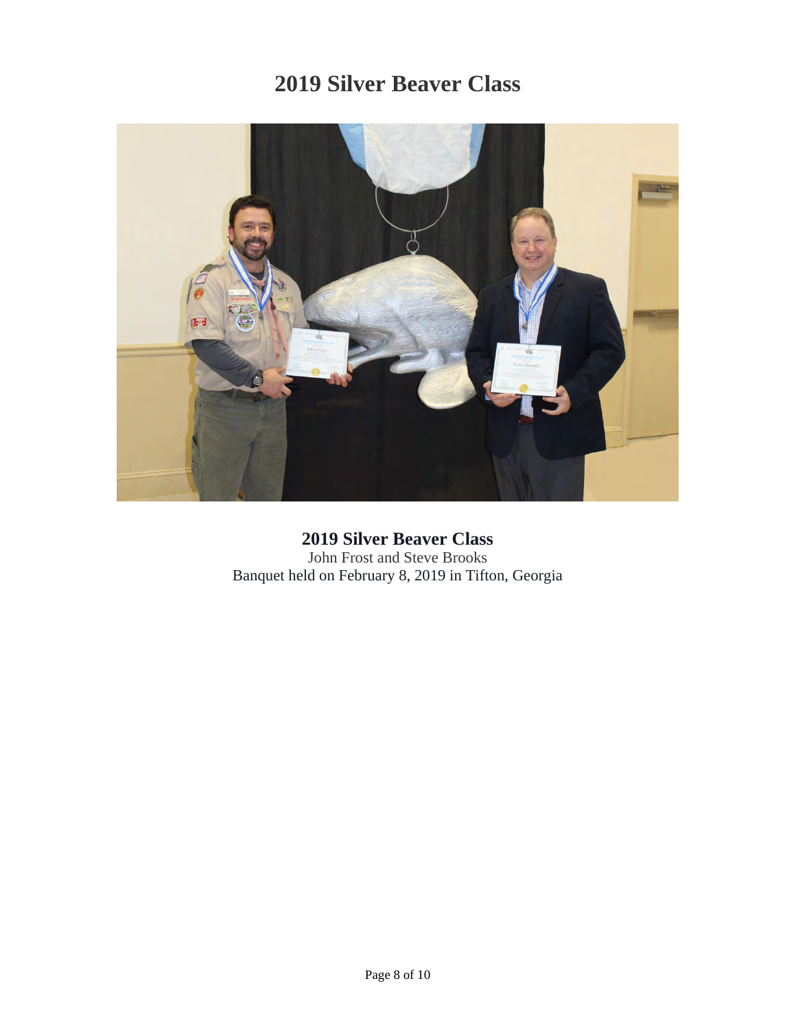# 2019 Silver Beaver Class

**2019 Silver Beaver Class**
John Frost and Steve Brooks
Banquet held on February 8, 2019 in Tifton, Georgia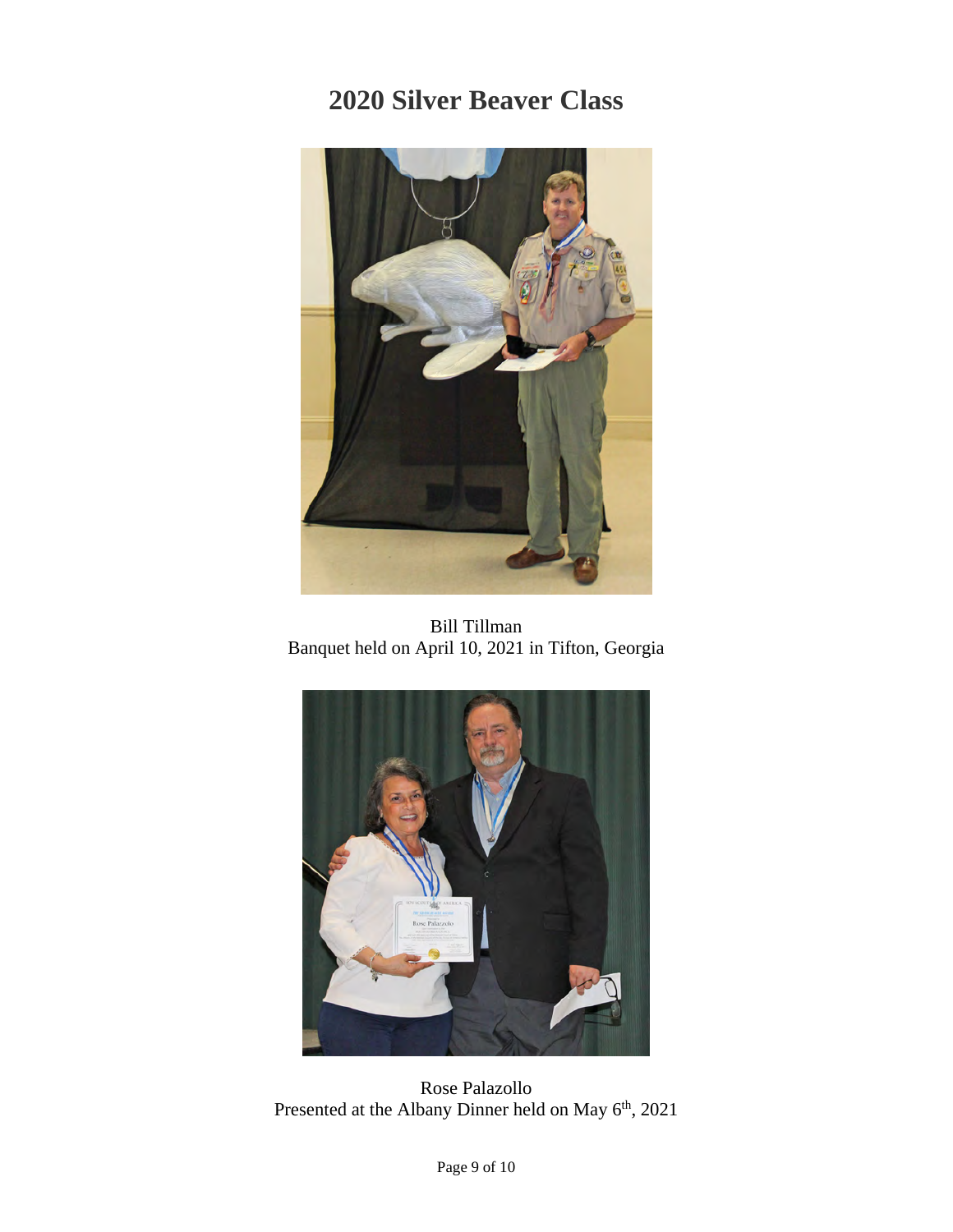# 2020 Silver Beaver Class

Bill Tillman
Banquet held on April 10, 2021 in Tifton, Georgia

Rose Palazollo
Presented at the Albany Dinner held on May 6th, 2021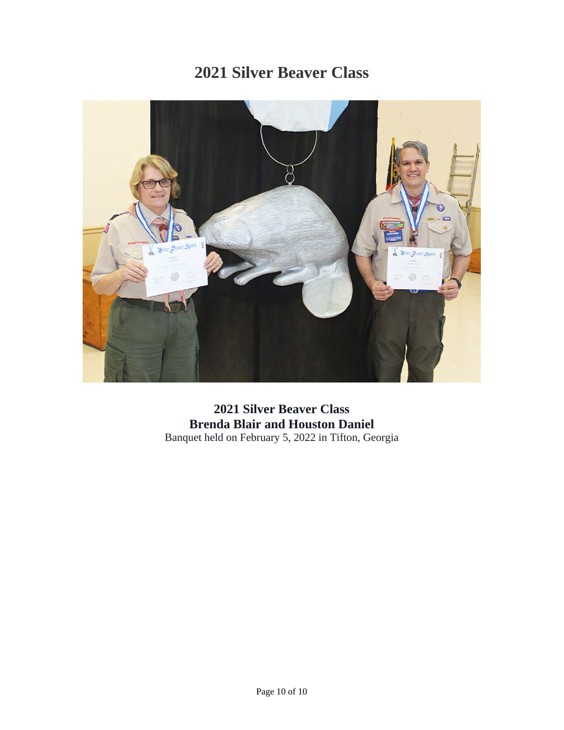# 2021 Silver Beaver Class

**2021 Silver Beaver Class**
**Brenda Blair and Houston Daniel**
Banquet held on February 5, 2022 in Tifton, Georgia